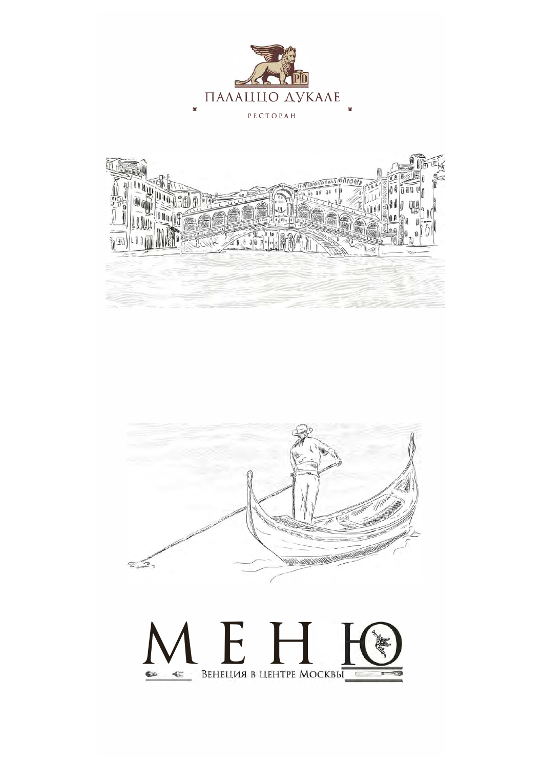# ПАЛАЦЦО ДУКАЛЕ

РЕСТОРАН

# МЕНЮ

Венеция в центре Москвы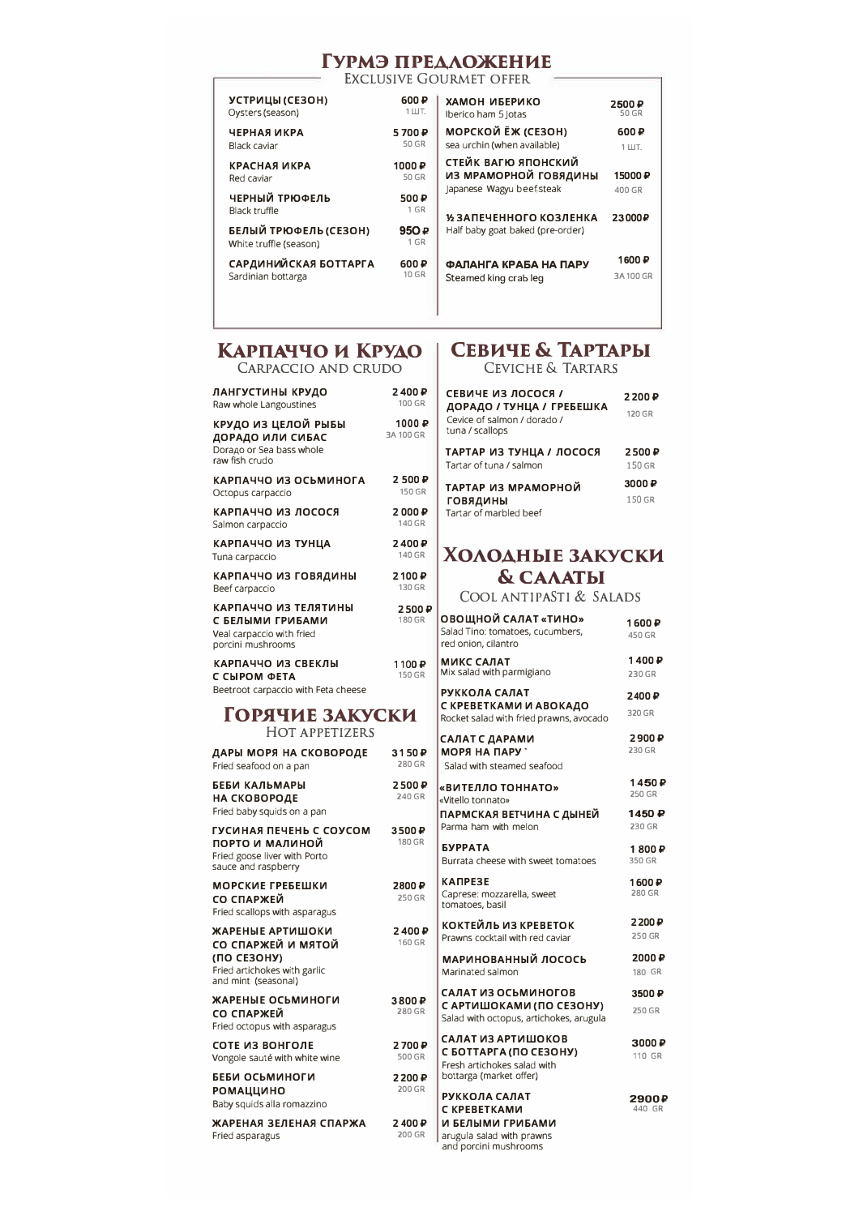# Гурмэ предложение

Exclusive Gourmet offer

| Блюдо | Цена | Выход |
|---|---|---|
| **УСТРИЦЫ (СЕЗОН)**<br>Oysters (season) | 600 ₽ | 1 ШТ. |
| **ЧЕРНАЯ ИКРА**<br>Black caviar | 5 700 ₽ | 50 GR |
| **КРАСНАЯ ИКРА**<br>Red caviar | 1000 ₽ | 50 GR |
| **ЧЕРНЫЙ ТРЮФЕЛЬ**<br>Black truffle | 500 ₽ | 1 GR |
| **БЕЛЫЙ ТРЮФЕЛЬ (СЕЗОН)**<br>White truffle (season) | 950 ₽ | 1 GR |
| **САРДИНИЙСКАЯ БОТТАРГА**<br>Sardinian bottarga | 600 ₽ | 10 GR |
| **ХАМОН ИБЕРИКО**<br>Iberico ham 5 Jotas | 2500 ₽ | 50 GR |
| **МОРСКОЙ ЁЖ (СЕЗОН)**<br>sea urchin (when available) | 600 ₽ | 1 ШТ. |
| **СТЕЙК ВАГЮ ЯПОНСКИЙ ИЗ МРАМОРНОЙ ГОВЯДИНЫ**<br>Japanese Wagyu beefsteak | 15000 ₽ | 400 GR |
| **½ ЗАПЕЧЕННОГО КОЗЛЕНКА**<br>Half baby goat baked (pre-order) | 23000 ₽ | |
| **ФАЛАНГА КРАБА НА ПАРУ**<br>Steamed king crab leg | 1600 ₽ | ЗА 100 GR |

# Карпаччо и Крудо

Carpaccio and crudo

| Блюдо | Цена | Выход |
|---|---|---|
| **ЛАНГУСТИНЫ КРУДО**<br>Raw whole Langoustines | 2 400 ₽ | 100 GR |
| **КРУДО ИЗ ЦЕЛОЙ РЫБЫ ДОРАДО ИЛИ СИБАС**<br>Dorado or Sea bass whole raw fish crudo | 1000 ₽ | ЗА 100 GR |
| **КАРПАЧЧО ИЗ ОСЬМИНОГА**<br>Octopus carpaccio | 2 500 ₽ | 150 GR |
| **КАРПАЧЧО ИЗ ЛОСОСЯ**<br>Salmon carpaccio | 2 000 ₽ | 140 GR |
| **КАРПАЧЧО ИЗ ТУНЦА**<br>Tuna carpaccio | 2 400 ₽ | 140 GR |
| **КАРПАЧЧО ИЗ ГОВЯДИНЫ**<br>Beef carpaccio | 2 100 ₽ | 130 GR |
| **КАРПАЧЧО ИЗ ТЕЛЯТИНЫ С БЕЛЫМИ ГРИБАМИ**<br>Veal carpaccio with fried porcini mushrooms | 2 500 ₽ | 180 GR |
| **КАРПАЧЧО ИЗ СВЕКЛЫ С СЫРОМ ФЕТА**<br>Beetroot carpaccio with Feta cheese | 1 100 ₽ | 150 GR |

# Горячие закуски

Hot appetizers

| Блюдо | Цена | Выход |
|---|---|---|
| **ДАРЫ МОРЯ НА СКОВОРОДЕ**<br>Fried seafood on a pan | 3 150 ₽ | 280 GR |
| **БЕБИ КАЛЬМАРЫ НА СКОВОРОДЕ**<br>Fried baby squids on a pan | 2 500 ₽ | 240 GR |
| **ГУСИНАЯ ПЕЧЕНЬ С СОУСОМ ПОРТО И МАЛИНОЙ**<br>Fried goose liver with Porto sauce and raspberry | 3 500 ₽ | 180 GR |
| **МОРСКИЕ ГРЕБЕШКИ СО СПАРЖЕЙ**<br>Fried scallops with asparagus | 2800 ₽ | 250 GR |
| **ЖАРЕНЫЕ АРТИШОКИ СО СПАРЖЕЙ И МЯТОЙ (ПО СЕЗОНУ)**<br>Fried artichokes with garlic and mint (seasonal) | 2 400 ₽ | 160 GR |
| **ЖАРЕНЫЕ ОСЬМИНОГИ СО СПАРЖЕЙ**<br>Fried octopus with asparagus | 3 800 ₽ | 280 GR |
| **СОТЕ ИЗ ВОНГОЛЕ**<br>Vongole sauté with white wine | 2 700 ₽ | 500 GR |
| **БЕБИ ОСЬМИНОГИ РОМАЦЦИНО**<br>Baby squids alla romazzino | 2 200 ₽ | 200 GR |
| **ЖАРЕНАЯ ЗЕЛЕНАЯ СПАРЖА**<br>Fried asparagus | 2 400 ₽ | 200 GR |

# Севиче & Тартары

Ceviche & Tartars

| Блюдо | Цена | Выход |
|---|---|---|
| **СЕВИЧЕ ИЗ ЛОСОСЯ / ДОРАДО / ТУНЦА / ГРЕБЕШКА**<br>Cevice of salmon / dorado / tuna / scallops | 2 200 ₽ | 120 GR |
| **ТАРТАР ИЗ ТУНЦА / ЛОСОСЯ**<br>Tartar of tuna / salmon | 2 500 ₽ | 150 GR |
| **ТАРТАР ИЗ МРАМОРНОЙ ГОВЯДИНЫ**<br>Tartar of marbled beef | 3000 ₽ | 150 GR |

# Холодные закуски & салаты

Cool antipaSti & Salads

| Блюдо | Цена | Выход |
|---|---|---|
| **ОВОЩНОЙ САЛАТ «ТИНО»**<br>Salad Tino: tomatoes, cucumbers, red onion, cilantro | 1 600 ₽ | 450 GR |
| **МИКС САЛАТ**<br>Mix salad with parmigiano | 1 400 ₽ | 230 GR |
| **РУККОЛА САЛАТ С КРЕВЕТКАМИ И АВОКАДО**<br>Rocket salad with fried prawns, avocado | 2400 ₽ | 320 GR |
| **САЛАТ С ДАРАМИ МОРЯ НА ПАРУ**<br>Salad with steamed seafood | 2 900 ₽ | 230 GR |
| **«ВИТЕЛЛО ТОННАТО»**<br>«Vitello tonnato» | 1 450 ₽ | 250 GR |
| **ПАРМСКАЯ ВЕТЧИНА С ДЫНЕЙ**<br>Parma ham with melon | 1450 ₽ | 230 GR |
| **БУРРАТА**<br>Burrata cheese with sweet tomatoes | 1 800 ₽ | 350 GR |
| **КАПРЕЗЕ**<br>Caprese: mozzarella, sweet tomatoes, basil | 1 600 ₽ | 280 GR |
| **КОКТЕЙЛЬ ИЗ КРЕВЕТОК**<br>Prawns cocktail with red caviar | 2 200 ₽ | 250 GR |
| **МАРИНОВАННЫЙ ЛОСОСЬ**<br>Marinated salmon | 2000 ₽ | 180 GR |
| **САЛАТ ИЗ ОСЬМИНОГОВ С АРТИШОКАМИ (ПО СЕЗОНУ)**<br>Salad with octopus, artichokes, arugula | 3500 ₽ | 250 GR |
| **САЛАТ ИЗ АРТИШОКОВ С БОТТАРГА (ПО СЕЗОНУ)**<br>Fresh artichokes salad with bottarga (market offer) | 3000 ₽ | 110 GR |
| **РУККОЛА САЛАТ С КРЕВЕТКАМИ И БЕЛЫМИ ГРИБАМИ**<br>arugula salad with prawns and porcini mushrooms | 2900 ₽ | 440 GR |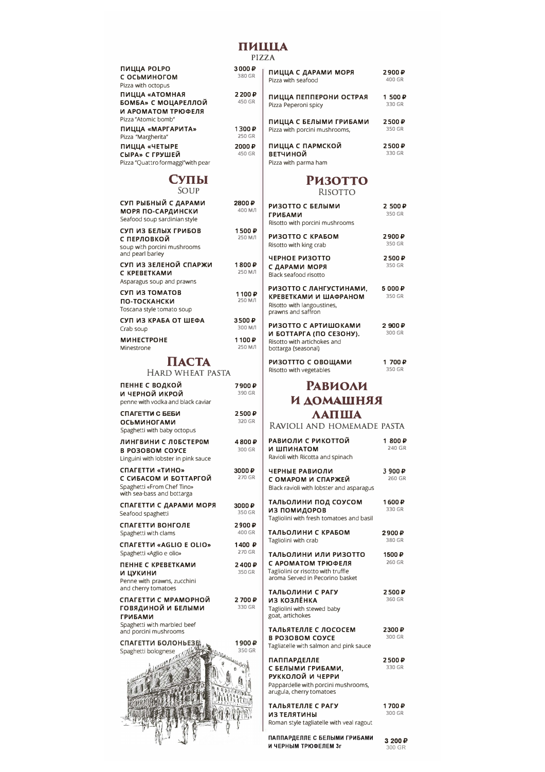# ПИЦЦА
PIZZA

**ПИЦЦА POLPO С ОСЬМИНОГОМ** — 3 000 ₽, 380 GR
Pizza with octopus

**ПИЦЦА «АТОМНАЯ БОМБА» С МОЦАРЕЛЛОЙ И АРОМАТОМ ТРЮФЕЛЯ** — 2 200 ₽, 450 GR
Pizza "Atomic bomb"

**ПИЦЦА «МАРГАРИТА»** — 1 300 ₽, 250 GR
Pizza "Margherita"

**ПИЦЦА «ЧЕТЫРЕ СЫРА» С ГРУШЕЙ** — 2000 ₽, 450 GR
Pizza "Quattro formaggi"with pear

**ПИЦЦА С ДАРАМИ МОРЯ** — 2 900 ₽, 400 GR
Pizza with seafood

**ПИЦЦА ПЕППЕРОНИ ОСТРАЯ** — 1 500 ₽, 330 GR
Pizza Peperoni spicy

**ПИЦЦА С БЕЛЫМИ ГРИБАМИ** — 2 500 ₽, 350 GR
Pizza with porcini mushrooms,

**ПИЦЦА С ПАРМСКОЙ ВЕТЧИНОЙ** — 2 500 ₽, 330 GR
Pizza with parma ham

# Супы
Soup

**СУП РЫБНЫЙ С ДАРАМИ МОРЯ ПО-САРДИНСКИ** — 2800 ₽, 400 МЛ
Seafood soup sardinian style

**СУП ИЗ БЕЛЫХ ГРИБОВ С ПЕРЛОВКОЙ** — 1 500 ₽, 250 МЛ
soup with porcini mushrooms and pearl barley

**СУП ИЗ ЗЕЛЕНОЙ СПАРЖИ С КРЕВЕТКАМИ** — 1 800 ₽, 250 МЛ
Asparagus soup and prawns

**СУП ИЗ ТОМАТОВ ПО-ТОСКАНСКИ** — 1 100 ₽, 250 МЛ
Toscana style tomato soup

**СУП ИЗ КРАБА ОТ ШЕФА** — 3 500 ₽, 300 МЛ
Crab soup

**МИНЕСТРОНЕ** — 1 100 ₽, 250 МЛ
Minestrone

# Паста
Hard wheat pasta

**ПЕННЕ С ВОДКОЙ И ЧЕРНОЙ ИКРОЙ** — 7 900 ₽, 390 GR
penne with vodka and black caviar

**СПАГЕТТИ С БЕБИ ОСЬМИНОГАМИ** — 2 500 ₽, 320 GR
Spaghetti with baby octopus

**ЛИНГВИНИ С ЛОБСТЕРОМ В РОЗОВОМ СОУСЕ** — 4 800 ₽, 300 GR
Linguini with lobster in pink sauce

**СПАГЕТТИ «ТИНО» С СИБАСОМ И БОТТАРГОЙ** — 3000 ₽, 270 GR
Spaghetti «From Chef Tino» with sea-bass and bottarga

**СПАГЕТТИ С ДАРАМИ МОРЯ** — 3000 ₽, 350 GR
Seafood spaghetti

**СПАГЕТТИ ВОНГОЛЕ** — 2 900 ₽, 400 GR
Spaghetti with clams

**СПАГЕТТИ «AGLIO E OLIO»** — 1400 ₽, 270 GR
Spaghetti «Aglio e olio»

**ПЕННЕ С КРЕВЕТКАМИ И ЦУКИНИ** — 2 400 ₽, 350 GR
Penne with prawns, zucchini and cherry tomatoes

**СПАГЕТТИ С МРАМОРНОЙ ГОВЯДИНОЙ И БЕЛЫМИ ГРИБАМИ** — 2 700 ₽, 330 GR
Spaghetti with marbled beef and porcini mushrooms

**СПАГЕТТИ БОЛОНЬЕЗЕ** — 1 900 ₽, 350 GR
Spaghetti bolognese

# Ризотто
Risotto

**РИЗОТТО С БЕЛЫМИ ГРИБАМИ** — 2 500 ₽, 350 GR
Risotto with porcini mushrooms

**РИЗОТТО С КРАБОМ** — 2 900 ₽, 350 GR
Risotto with king crab

**ЧЕРНОЕ РИЗОТТО С ДАРАМИ МОРЯ** — 2 500 ₽, 350 GR
Black seafood risotto

**РИЗОТТО С ЛАНГУСТИНАМИ, КРЕВЕТКАМИ И ШАФРАНОМ** — 5 000 ₽, 350 GR
Risotto with langoustines, prawns and saffron

**РИЗОТТО С АРТИШОКАМИ И БОТТАРГА (ПО СЕЗОНУ).** — 2 900 ₽, 300 GR
Risotto with artichokes and bottarga (seasonal)

**РИЗОТТТО С ОВОЩАМИ** — 1 700 ₽, 350 GR
Risotto with vegetables

# Равиоли и домашняя лапша
Ravioli and homemade pasta

**РАВИОЛИ С РИКОТТОЙ И ШПИНАТОМ** — 1 800 ₽, 240 GR
Ravioli with Ricotta and spinach

**ЧЕРНЫЕ РАВИОЛИ С ОМАРОМ И СПАРЖЕЙ** — 3 900 ₽, 260 GR
Black ravioli with lobster and asparagus

**ТАЛЬОЛИНИ ПОД СОУСОМ ИЗ ПОМИДОРОВ** — 1 600 ₽, 330 GR
Tagliolini with fresh tomatoes and basil

**ТАЛЬОЛИНИ С КРАБОМ** — 2 900 ₽, 380 GR
Tagliolini with crab

**ТАЛЬОЛИНИ ИЛИ РИЗОТТО С АРОМАТОМ ТРЮФЕЛЯ** — 1500 ₽, 260 GR
Tagliolini or risotto with truffle aroma Served in Pecorino basket

**ТАЛЬОЛИНИ С РАГУ ИЗ КОЗЛЁНКА** — 2 500 ₽, 360 GR
Tagliolini with stewed baby goat, artichokes

**ТАЛЬЯТЕЛЛЕ С ЛОСОСЕМ В РОЗОВОМ СОУСЕ** — 2300 ₽, 300 GR
Tagliatelle with salmon and pink sauce

**ПАППАРДЕЛЛЕ С БЕЛЫМИ ГРИБАМИ, РУККОЛОЙ И ЧЕРРИ** — 2 500 ₽, 330 GR
Pappardelle with porcini mushrooms, arugula, cherry tomatoes

**ТАЛЬЯТЕЛЛЕ С РАГУ ИЗ ТЕЛЯТИНЫ** — 1 700 ₽, 300 GR
Roman style tagliatelle with veal ragout

**ПАППАРДЕЛЛЕ С БЕЛЫМИ ГРИБАМИ И ЧЕРНЫМ ТРЮФЕЛЕМ 3г** — 3 200 ₽, 300 GR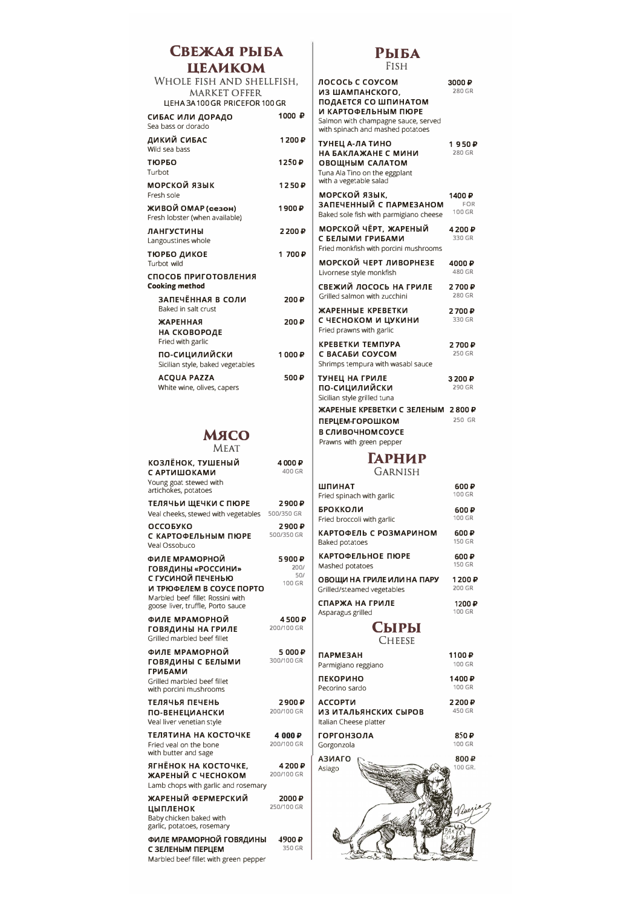## Свежая рыба целиком

### Whole fish and shellfish, market offer

ЦЕНА ЗА 100 GR PRICEFOR 100 GR

| | |
|---|---|
| **СИБАС ИЛИ ДОРАДО**<br>Sea bass or dorado | 1000 ₽ |
| **ДИКИЙ СИБАС**<br>Wild sea bass | 1 200 ₽ |
| **ТЮРБО**<br>Turbot | 1250 ₽ |
| **МОРСКОЙ ЯЗЫК**<br>Fresh sole | 1 250 ₽ |
| **ЖИВОЙ ОМАР (сезон)**<br>Fresh lobster (when available) | 1 900 ₽ |
| **ЛАНГУСТИНЫ**<br>Langoustines whole | 2 200 ₽ |
| **ТЮРБО ДИКОЕ**<br>Turbot wild | 1 700 ₽ |

**СПОСОБ ПРИГОТОВЛЕНИЯ**
**Cooking method**

| | |
|---|---|
| **ЗАПЕЧЁННАЯ В СОЛИ**<br>Baked in salt crust | 200 ₽ |
| **ЖАРЕННАЯ НА СКОВОРОДЕ**<br>Fried with garlic | 200 ₽ |
| **ПО-СИЦИЛИЙСКИ**<br>Sicilian style, baked vegetables | 1 000 ₽ |
| **ACQUA PAZZA**<br>White wine, olives, capers | 500 ₽ |

## Мясо

### Meat

| | | |
|---|---|---|
| **КОЗЛЁНОК, ТУШЕНЫЙ С АРТИШОКАМИ**<br>Young goat stewed with artichokes, potatoes | 4 000 ₽ | 400 GR |
| **ТЕЛЯЧЬИ ЩЕЧКИ С ПЮРЕ**<br>Veal cheeks, stewed with vegetables | 2 900 ₽ | 500/350 GR |
| **ОССОБУКО С КАРТОФЕЛЬНЫМ ПЮРЕ**<br>Veal Ossobuco | 2 900 ₽ | 500/350 GR |
| **ФИЛЕ МРАМОРНОЙ ГОВЯДИНЫ «РОССИНИ» С ГУСИНОЙ ПЕЧЕНЬЮ И ТРЮФЕЛЕМ В СОУСЕ ПОРТО**<br>Marbled beef fillet Rossini with goose liver, truffle, Porto sauce | 5 900 ₽ | 200/ 50/ 100 GR |
| **ФИЛЕ МРАМОРНОЙ ГОВЯДИНЫ НА ГРИЛЕ**<br>Grilled marbled beef fillet | 4 500 ₽ | 200/100 GR |
| **ФИЛЕ МРАМОРНОЙ ГОВЯДИНЫ С БЕЛЫМИ ГРИБАМИ**<br>Grilled marbled beef fillet with porcini mushrooms | 5 000 ₽ | 300/100 GR |
| **ТЕЛЯЧЬЯ ПЕЧЕНЬ ПО-ВЕНЕЦИАНСКИ**<br>Veal liver venetian style | 2 900 ₽ | 200/100 GR |
| **ТЕЛЯТИНА НА КОСТОЧКЕ**<br>Fried veal on the bone with butter and sage | 4 000 ₽ | 200/100 GR |
| **ЯГНЁНОК НА КОСТОЧКЕ, ЖАРЕНЫЙ С ЧЕСНОКОМ**<br>Lamb chops with garlic and rosemary | 4 200 ₽ | 200/100 GR |
| **ЖАРЕНЫЙ ФЕРМЕРСКИЙ ЦЫПЛЕНОК**<br>Baby chicken baked with garlic, potatoes, rosemary | 2000 ₽ | 250/100 GR |
| **ФИЛЕ МРАМОРНОЙ ГОВЯДИНЫ С ЗЕЛЕНЫМ ПЕРЦЕМ**<br>Marbled beef fillet with green pepper | 4900 ₽ | 350 GR |

## Рыба

### Fish

| | | |
|---|---|---|
| **ЛОСОСЬ С СОУСОМ ИЗ ШАМПАНСКОГО, ПОДАЕТСЯ СО ШПИНАТОМ И КАРТОФЕЛЬНЫМ ПЮРЕ**<br>Salmon with champagne sauce, served with spinach and mashed potatoes | 3000 ₽ | 280 GR |
| **ТУНЕЦ А-ЛА ТИНО НА БАКЛАЖАНЕ С МИНИ ОВОЩНЫМ САЛАТОМ**<br>Tuna Ala Tino on the eggplant with a vegetable salad | 1 950 ₽ | 280 GR |
| **МОРСКОЙ ЯЗЫК, ЗАПЕЧЕННЫЙ С ПАРМЕЗАНОМ**<br>Baked sole fish with parmigiano cheese | 1400 ₽ | FOR 100 GR |
| **МОРСКОЙ ЧЁРТ, ЖАРЕНЫЙ С БЕЛЫМИ ГРИБАМИ**<br>Fried monkfish with porcini mushrooms | 4 200 ₽ | 330 GR |
| **МОРСКОЙ ЧЕРТ ЛИВОРНЕЗЕ**<br>Livornese style monkfish | 4000 ₽ | 480 GR |
| **СВЕЖИЙ ЛОСОСЬ НА ГРИЛЕ**<br>Grilled salmon with zucchini | 2 700 ₽ | 280 GR |
| **ЖАРЕННЫЕ КРЕВЕТКИ С ЧЕСНОКОМ И ЦУКИНИ**<br>Fried prawns with garlic | 2 700 ₽ | 330 GR |
| **КРЕВЕТКИ ТЕМПУРА С ВАСАБИ СОУСОМ**<br>Shrimps tempura with wasabi sauce | 2 700 ₽ | 250 GR |
| **ТУНЕЦ НА ГРИЛЕ ПО-СИЦИЛИЙСКИ**<br>Sicilian style grilled tuna | 3 200 ₽ | 290 GR |
| **ЖАРЕНЫЕ КРЕВЕТКИ С ЗЕЛЕНЫМ ПЕРЦЕМ-ГОРОШКОМ В СЛИВОЧНОМ СОУСЕ**<br>Prawns with green pepper | 2 800 ₽ | 250 GR |

## Гарнир

### Garnish

| | | |
|---|---|---|
| **ШПИНАТ**<br>Fried spinach with garlic | 600 ₽ | 100 GR |
| **БРОККОЛИ**<br>Fried broccoli with garlic | 600 ₽ | 100 GR |
| **КАРТОФЕЛЬ С РОЗМАРИНОМ**<br>Baked potatoes | 600 ₽ | 150 GR |
| **КАРТОФЕЛЬНОЕ ПЮРЕ**<br>Mashed potatoes | 600 ₽ | 150 GR |
| **ОВОЩИ НА ГРИЛЕ ИЛИ НА ПАРУ**<br>Grilled/steamed vegetables | 1 200 ₽ | 200 GR |
| **СПАРЖА НА ГРИЛЕ**<br>Asparagus grilled | 1200 ₽ | 100 GR |

## Сыры

### Cheese

| | | |
|---|---|---|
| **ПАРМЕЗАН**<br>Parmigiano reggiano | 1100 ₽ | 100 GR |
| **ПЕКОРИНО**<br>Pecorino sardo | 1400 ₽ | 100 GR |
| **АССОРТИ ИЗ ИТАЛЬЯНСКИХ СЫРОВ**<br>Italian Cheese platter | 2 200 ₽ | 450 GR |
| **ГОРГОНЗОЛА**<br>Gorgonzola | 850 ₽ | 100 GR |
| **АЗИАГО**<br>Asiago | 800 ₽ | 100 GR. |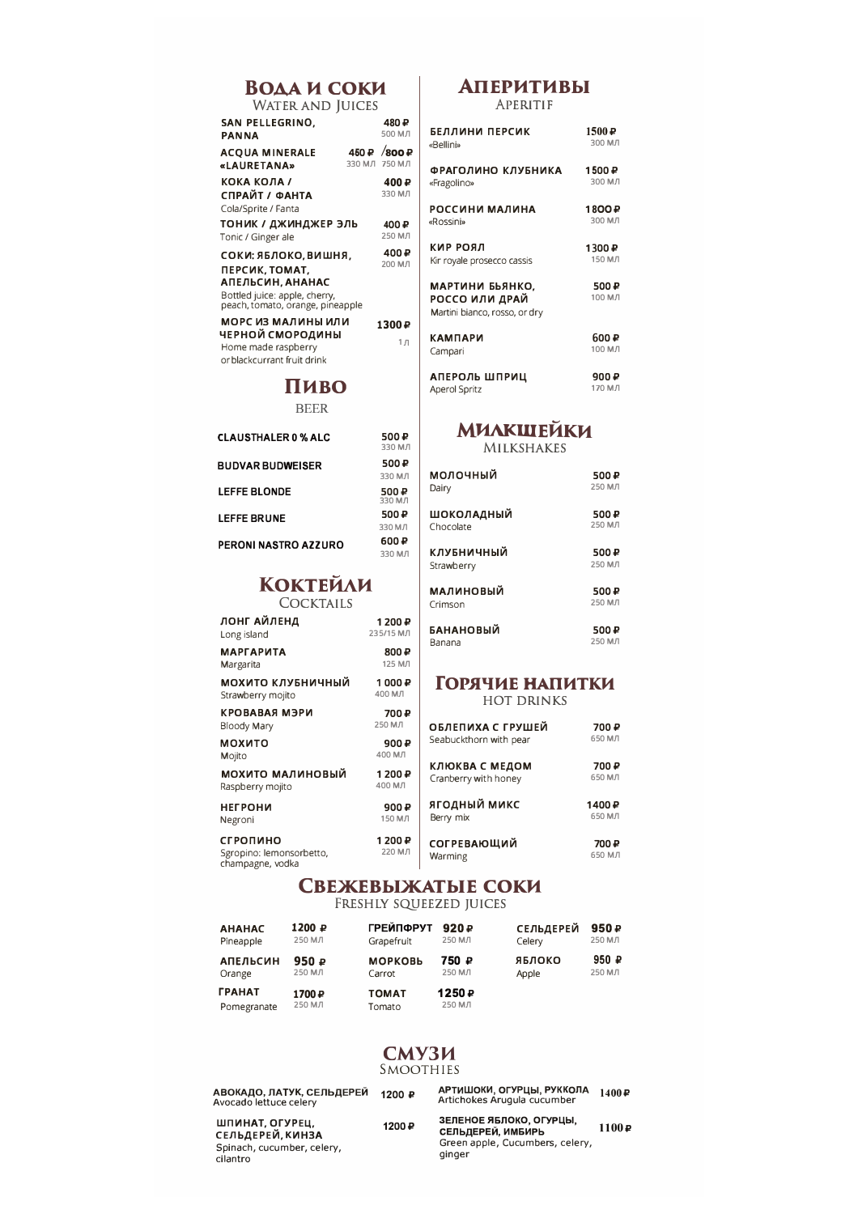## Вода и соки
### Water and Juices

| Наименование | Цена | Объём |
|---|---|---|
| **SAN PELLEGRINO, PANNA** | 480 ₽ | 500 мл |
| **ACQUA MINERALE «LAURETANA»** | 450 ₽ / 800 ₽ | 330 мл / 750 мл |
| **КОКА КОЛА / СПРАЙТ / ФАНТА**<br>Cola/Sprite / Fanta | 400 ₽ | 330 мл |
| **ТОНИК / ДЖИНДЖЕР ЭЛЬ**<br>Tonic / Ginger ale | 400 ₽ | 250 мл |
| **СОКИ: ЯБЛОКО, ВИШНЯ, ПЕРСИК, ТОМАТ, АПЕЛЬСИН, АНАНАС**<br>Bottled juice: apple, cherry, peach, tomato, orange, pineapple | 400 ₽ | 200 мл |
| **МОРС ИЗ МАЛИНЫ ИЛИ ЧЕРНОЙ СМОРОДИНЫ**<br>Home made raspberry or blackcurrant fruit drink | 1300 ₽ | 1 л |

## Пиво
### Beer

| Наименование | Цена | Объём |
|---|---|---|
| **CLAUSTHALER 0 % ALC** | 500 ₽ | 330 мл |
| **BUDVAR BUDWEISER** | 500 ₽ | 330 мл |
| **LEFFE BLONDE** | 500 ₽ | 330 мл |
| **LEFFE BRUNE** | 500 ₽ | 330 мл |
| **PERONI NASTRO AZZURO** | 600 ₽ | 330 мл |

## Коктейли
### Cocktails

| Наименование | Цена | Объём |
|---|---|---|
| **ЛОНГ АЙЛЕНД**<br>Long island | 1 200 ₽ | 235/15 мл |
| **МАРГАРИТА**<br>Margarita | 800 ₽ | 125 мл |
| **МОХИТО КЛУБНИЧНЫЙ**<br>Strawberry mojito | 1 000 ₽ | 400 мл |
| **КРОВАВАЯ МЭРИ**<br>Bloody Mary | 700 ₽ | 250 мл |
| **МОХИТО**<br>Mojito | 900 ₽ | 400 мл |
| **МОХИТО МАЛИНОВЫЙ**<br>Raspberry mojito | 1 200 ₽ | 400 мл |
| **НЕГРОНИ**<br>Negroni | 900 ₽ | 150 мл |
| **СГРОПИНО**<br>Sgropino: lemonsorbetto, champagne, vodka | 1 200 ₽ | 220 мл |

## Аперитивы
### Aperitif

| Наименование | Цена | Объём |
|---|---|---|
| **БЕЛЛИНИ ПЕРСИК**<br>«Bellini» | 1500 ₽ | 300 мл |
| **ФРАГОЛИНО КЛУБНИКА**<br>«Fragolino» | 1500 ₽ | 300 мл |
| **РОССИНИ МАЛИНА**<br>«Rossini» | 1800 ₽ | 300 мл |
| **КИР РОЯЛ**<br>Kir royale prosecco cassis | 1300 ₽ | 150 мл |
| **МАРТИНИ БЬЯНКО, РОССО ИЛИ ДРАЙ**<br>Martini bianco, rosso, or dry | 500 ₽ | 100 мл |
| **КАМПАРИ**<br>Campari | 600 ₽ | 100 мл |
| **АПЕРОЛЬ ШПРИЦ**<br>Aperol Spritz | 900 ₽ | 170 мл |

## Милкшейки
### Milkshakes

| Наименование | Цена | Объём |
|---|---|---|
| **МОЛОЧНЫЙ**<br>Dairy | 500 ₽ | 250 мл |
| **ШОКОЛАДНЫЙ**<br>Chocolate | 500 ₽ | 250 мл |
| **КЛУБНИЧНЫЙ**<br>Strawberry | 500 ₽ | 250 мл |
| **МАЛИНОВЫЙ**<br>Crimson | 500 ₽ | 250 мл |
| **БАНАНОВЫЙ**<br>Banana | 500 ₽ | 250 мл |

## Горячие напитки
### Hot Drinks

| Наименование | Цена | Объём |
|---|---|---|
| **ОБЛЕПИХА С ГРУШЕЙ**<br>Seabuckthorn with pear | 700 ₽ | 650 мл |
| **КЛЮКВА С МЕДОМ**<br>Cranberry with honey | 700 ₽ | 650 мл |
| **ЯГОДНЫЙ МИКС**<br>Berry mix | 1400 ₽ | 650 мл |
| **СОГРЕВАЮЩИЙ**<br>Warming | 700 ₽ | 650 мл |

## Свежевыжатые соки
### Freshly Squeezed Juices

| Наименование | Цена | Объём |
|---|---|---|
| **АНАНАС**<br>Pineapple | 1200 ₽ | 250 мл |
| **АПЕЛЬСИН**<br>Orange | 950 ₽ | 250 мл |
| **ГРАНАТ**<br>Pomegranate | 1700 ₽ | 250 мл |
| **ГРЕЙПФРУТ**<br>Grapefruit | 920 ₽ | 250 мл |
| **МОРКОВЬ**<br>Carrot | 750 ₽ | 250 мл |
| **ТОМАТ**<br>Tomato | 1250 ₽ | 250 мл |
| **СЕЛЬДЕРЕЙ**<br>Celery | 950 ₽ | 250 мл |
| **ЯБЛОКО**<br>Apple | 950 ₽ | 250 мл |

## Смузи
### Smoothies

| Наименование | Цена |
|---|---|
| **АВОКАДО, ЛАТУК, СЕЛЬДЕРЕЙ**<br>Avocado lettuce celery | 1200 ₽ |
| **ШПИНАТ, ОГУРЕЦ, СЕЛЬДЕРЕЙ, КИНЗА**<br>Spinach, cucumber, celery, cilantro | 1200 ₽ |
| **АРТИШОКИ, ОГУРЦЫ, РУККОЛА**<br>Artichokes Arugula cucumber | 1400 ₽ |
| **ЗЕЛЕНОЕ ЯБЛОКО, ОГУРЦЫ, СЕЛЬДЕРЕЙ, ИМБИРЬ**<br>Green apple, Cucumbers, celery, ginger | 1100 ₽ |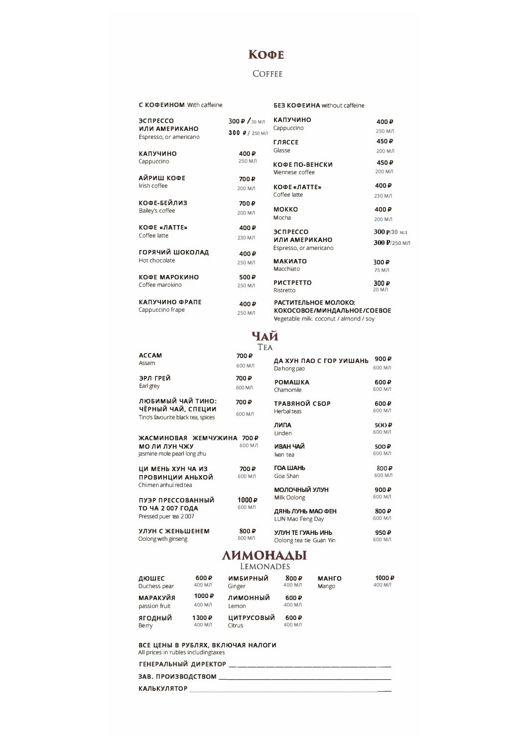# Кофе

## Coffee

**С КОФЕИНОМ** With caffeine

| | | |
|---|---|---|
| **ЭСПРЕССО ИЛИ АМЕРИКАНО** Espresso, or americano | 300 ₽ / 30 МЛ<br>300 ₽ / 250 МЛ | |
| **КАПУЧИНО** Cappuccino | 400 ₽ | 250 МЛ |
| **АЙРИШ КОФЕ** Irish coffee | 700 ₽ | 200 МЛ |
| **КОФЕ-БЕЙЛИЗ** Bailey's coffee | 700 ₽ | 200 МЛ |
| **КОФЕ «ЛАТТЕ»** Coffee latte | 400 ₽ | 230 МЛ |
| **ГОРЯЧИЙ ШОКОЛАД** Hot chocolate | 400 ₽ | 250 МЛ |
| **КОФЕ МАРОКИНО** Coffee marokino | 500 ₽ | 250 МЛ |
| **КАПУЧИНО ФРАПЕ** Cappuccino frape | 400 ₽ | 250 МЛ |

**БЕЗ КОФЕИНА** without caffeine

| | | |
|---|---|---|
| **КАПУЧИНО** Cappuccino | 400 ₽ | 250 МЛ |
| **ГЛЯССЕ** Glasse | 450 ₽ | 200 МЛ |
| **КОФЕ ПО-ВЕНСКИ** Viennese coffee | 450 ₽ | 200 МЛ |
| **КОФЕ «ЛАТТЕ»** Coffee latte | 400 ₽ | 230 МЛ |
| **МОККО** Mocha | 400 ₽ | 200 МЛ |
| **ЭСПРЕССО ИЛИ АМЕРИКАНО** Espresso, or americano | 300 ₽/30 мл<br>300 ₽/250 МЛ | |
| **МАКИАТО** Macchiato | 300 ₽ | 75 МЛ |
| **РИСТРЕТТО** Ristretto | 300 ₽ | 20 МЛ |

**РАСТИТЕЛЬНОЕ МОЛОКО: КОКОСОВОЕ/МИНДАЛЬНОЕ/СОЕВОЕ**
Vegetable milk: coconut / almond / soy

# Чай

## Tea

| | | |
|---|---|---|
| **АССАМ** Assam | 700 ₽ | 600 МЛ |
| **ЭРЛ ГРЕЙ** Earl grey | 700 ₽ | 600 МЛ |
| **ЛЮБИМЫЙ ЧАЙ ТИНО: ЧЁРНЫЙ ЧАЙ, СПЕЦИИ** Tino's favourite black tea, spices | 700 ₽ | 600 МЛ |
| **ЖАСМИНОВАЯ ЖЕМЧУЖИНА МО ЛИ ЛУН ЧЖУ** Jasmine mole pearl long zhu | 700 ₽ | 600 МЛ |
| **ЦИ МЕНЬ ХУН ЧА ИЗ ПРОВИНЦИИ АНЬХОЙ** Chi men anhui red tea | 700 ₽ | 600 МЛ |
| **ПУЭР ПРЕССОВАННЫЙ ТО ЧА 2 007 ГОДА** Pressed puer tea 2 007 | 1000 ₽ | 600 МЛ |
| **УЛУН С ЖЕНЬШЕНЕМ** Oolong with ginseng | 800 ₽ | 600 МЛ |
| **ДА ХУН ПАО С ГОР УИШАНЬ** Da hong pao | 900 ₽ | 600 МЛ |
| **РОМАШКА** Chamomile | 600 ₽ | 600 МЛ |
| **ТРАВЯНОЙ СБОР** Herbal teas | 600 ₽ | 600 МЛ |
| **ЛИПА** Linden | 500 ₽ | 600 МЛ |
| **ИВАН ЧАЙ** Ivan tea | 500 ₽ | 600 МЛ |
| **ГОА ШАНЬ** Goa Shan | 800 ₽ | 600 МЛ |
| **МОЛОЧНЫЙ УЛУН** Milk Oolong | 900 ₽ | 600 МЛ |
| **ДЯНЬ ЛУНЬ МАО ФЕН** LUN Mao Feng Day | 800 ₽ | 600 МЛ |
| **УЛУН ТЕ ГУАНЬ ИНЬ** Oolong tea tie Guan Yin | 950 ₽ | 600 МЛ |

# Лимонады

## Lemonades

| | | |
|---|---|---|
| **ДЮШЕС** Duchess pear | 600 ₽ | 400 МЛ |
| **МАРАКУЙЯ** passion fruit | 1000 ₽ | 400 МЛ |
| **ЯГОДНЫЙ** Berry | 1300 ₽ | 400 МЛ |
| **ИМБИРНЫЙ** Ginger | 800 ₽ | 400 МЛ |
| **ЛИМОННЫЙ** Lemon | 600 ₽ | 400 МЛ |
| **ЦИТРУСОВЫЙ** Citrus | 600 ₽ | 400 МЛ |
| **МАНГО** Mango | 1000 ₽ | 400 МЛ |

**ВСЕ ЦЕНЫ В РУБЛЯХ, ВКЛЮЧАЯ НАЛОГИ**
All prices in rubles includingtaxes

**ГЕНЕРАЛЬНЫЙ ДИРЕКТОР** ______________________

**ЗАВ. ПРОИЗВОДСТВОМ** ______________________

**КАЛЬКУЛЯТОР** ______________________